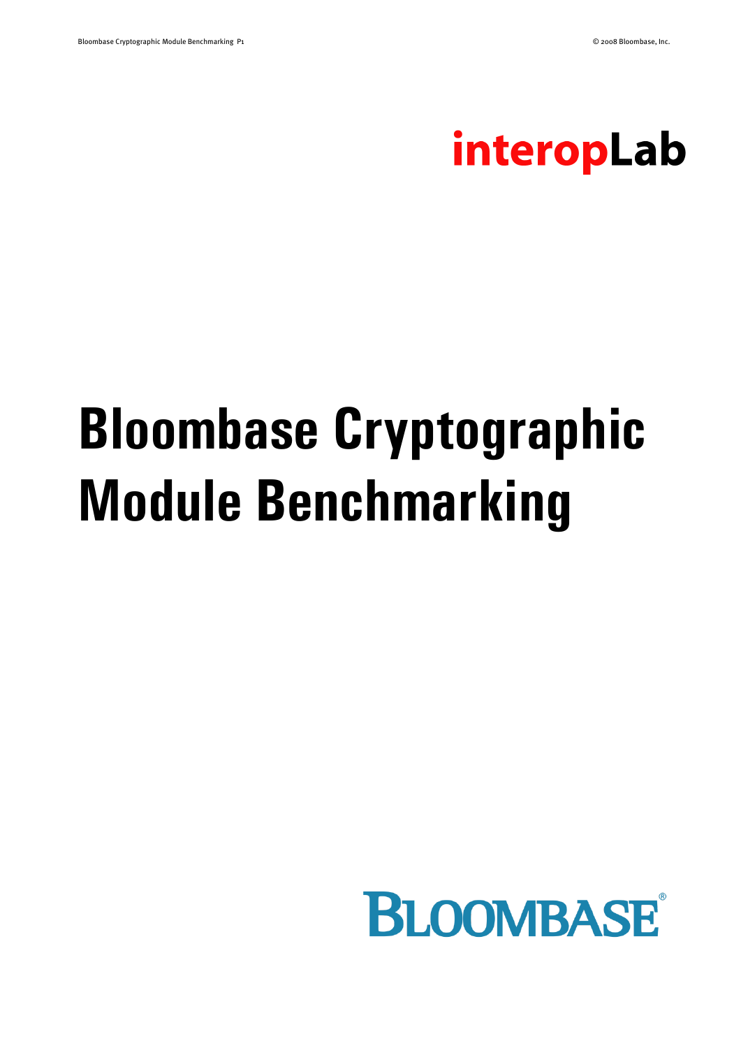interopLab

# Bloombase Cryptographic Module Benchmarking

BLOOMBASE®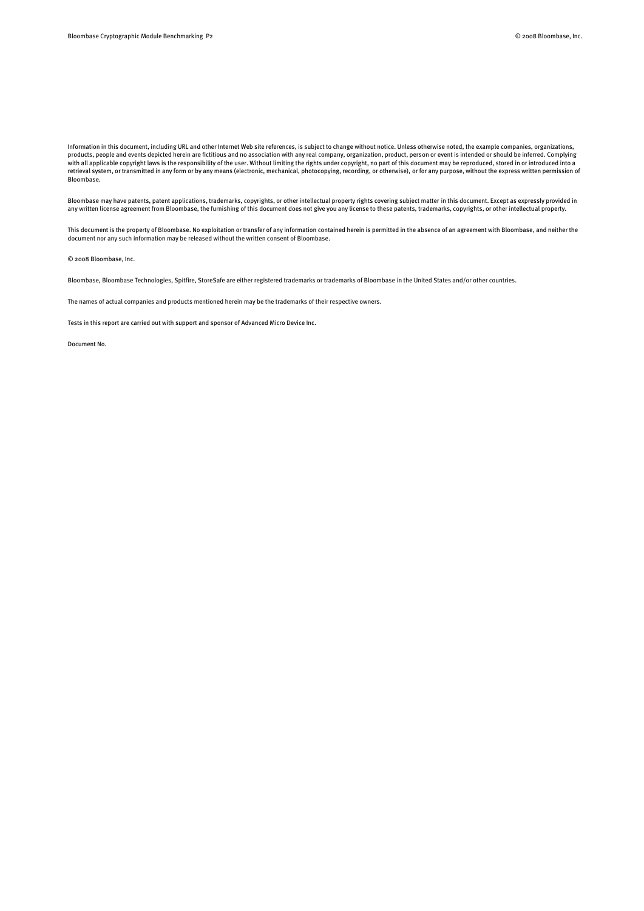Information in this document, including URL and other Internet Web site references, is subject to change without notice. Unless otherwise noted, the example companies, organizations, products, people and events depicted herein are fictitious and no association with any real company, organization, product, person or event is intended or should be inferred. Complying with all applicable copyright laws is the responsibility of the user. Without limiting the rights under copyright, no part of this document may be reproduced, stored in or introduced into a retrieval system, or transmitted in any form or by any means (electronic, mechanical, photocopying, recording, or otherwise), or for any purpose, without the express written permission of Bloombase.

Bloombase may have patents, patent applications, trademarks, copyrights, or other intellectual property rights covering subject matter in this document. Except as expressly provided in any written license agreement from Bloombase, the furnishing of this document does not give you any license to these patents, trademarks, copyrights, or other intellectual property.

This document is the property of Bloombase. No exploitation or transfer of any information contained herein is permitted in the absence of an agreement with Bloombase, and neither the document nor any such information may be released without the written consent of Bloombase.

© 2008 Bloombase, Inc.

Bloombase, Bloombase Technologies, Spitfire, StoreSafe are either registered trademarks or trademarks of Bloombase in the United States and/or other countries.

The names of actual companies and products mentioned herein may be the trademarks of their respective owners.

Tests in this report are carried out with support and sponsor of Advanced Micro Device Inc.

Document No.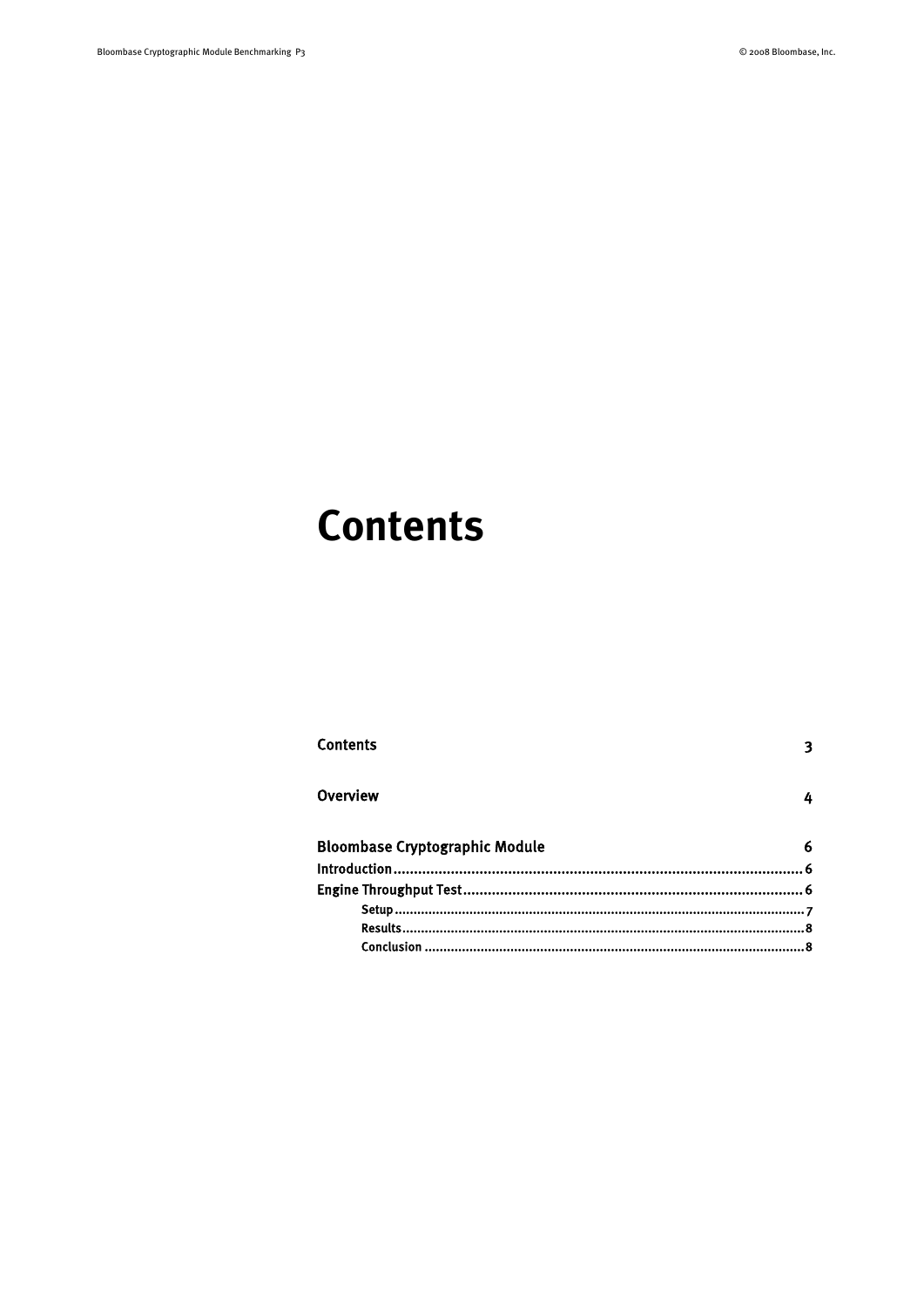# Contents

| | |
|---|---|
| **Contents** | **3** |
| **Overview** | **4** |
| **Bloombase Cryptographic Module** | **6** |
| Introduction | 6 |
| Engine Throughput Test | 6 |
| &nbsp;&nbsp;&nbsp;&nbsp;Setup | 7 |
| &nbsp;&nbsp;&nbsp;&nbsp;Results | 8 |
| &nbsp;&nbsp;&nbsp;&nbsp;Conclusion | 8 |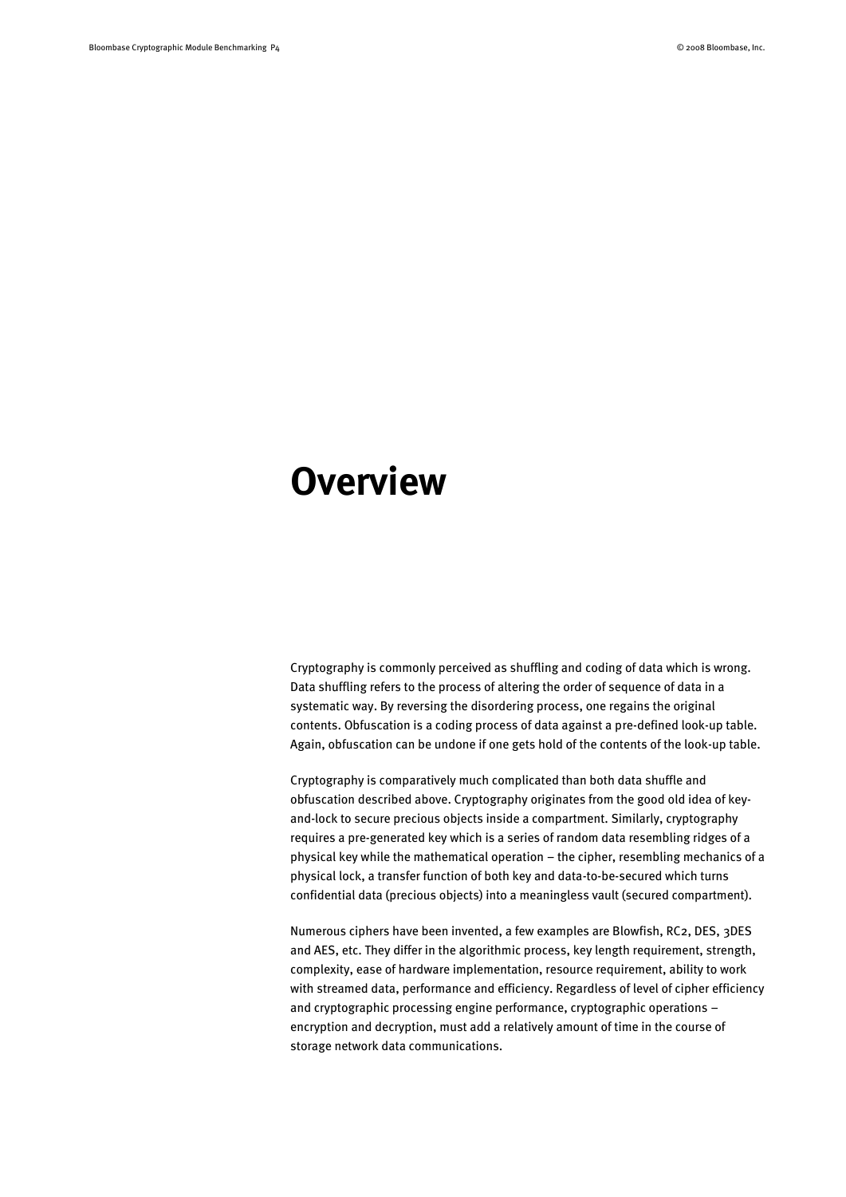# Overview

Cryptography is commonly perceived as shuffling and coding of data which is wrong. Data shuffling refers to the process of altering the order of sequence of data in a systematic way. By reversing the disordering process, one regains the original contents. Obfuscation is a coding process of data against a pre-defined look-up table. Again, obfuscation can be undone if one gets hold of the contents of the look-up table.

Cryptography is comparatively much complicated than both data shuffle and obfuscation described above. Cryptography originates from the good old idea of key-and-lock to secure precious objects inside a compartment. Similarly, cryptography requires a pre-generated key which is a series of random data resembling ridges of a physical key while the mathematical operation – the cipher, resembling mechanics of a physical lock, a transfer function of both key and data-to-be-secured which turns confidential data (precious objects) into a meaningless vault (secured compartment).

Numerous ciphers have been invented, a few examples are Blowfish, RC2, DES, 3DES and AES, etc. They differ in the algorithmic process, key length requirement, strength, complexity, ease of hardware implementation, resource requirement, ability to work with streamed data, performance and efficiency. Regardless of level of cipher efficiency and cryptographic processing engine performance, cryptographic operations – encryption and decryption, must add a relatively amount of time in the course of storage network data communications.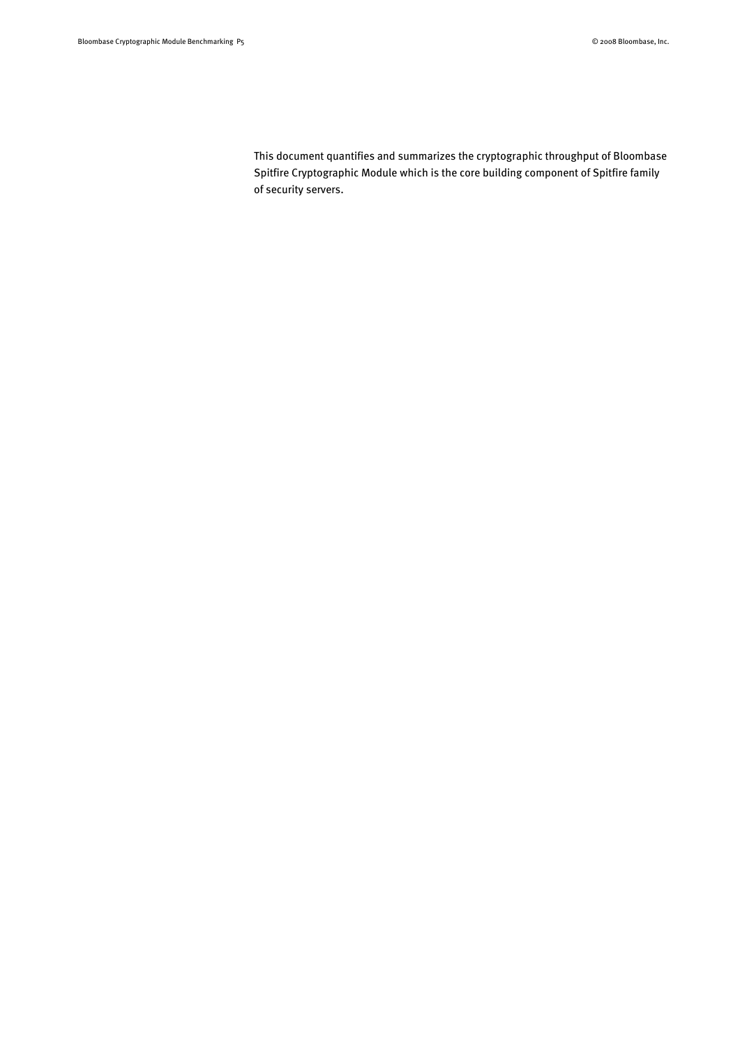This document quantifies and summarizes the cryptographic throughput of Bloombase Spitfire Cryptographic Module which is the core building component of Spitfire family of security servers.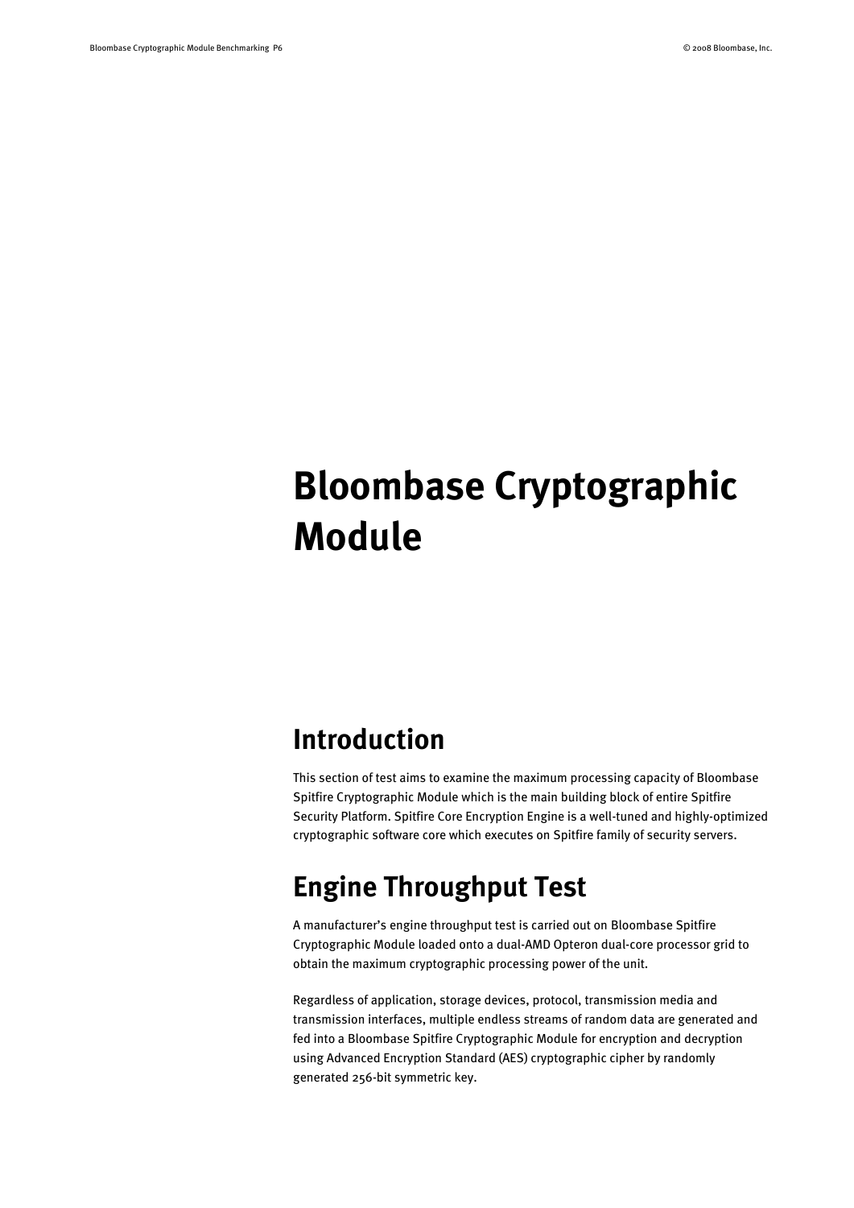# Bloombase Cryptographic Module

## Introduction

This section of test aims to examine the maximum processing capacity of Bloombase Spitfire Cryptographic Module which is the main building block of entire Spitfire Security Platform. Spitfire Core Encryption Engine is a well-tuned and highly-optimized cryptographic software core which executes on Spitfire family of security servers.

## Engine Throughput Test

A manufacturer's engine throughput test is carried out on Bloombase Spitfire Cryptographic Module loaded onto a dual-AMD Opteron dual-core processor grid to obtain the maximum cryptographic processing power of the unit.

Regardless of application, storage devices, protocol, transmission media and transmission interfaces, multiple endless streams of random data are generated and fed into a Bloombase Spitfire Cryptographic Module for encryption and decryption using Advanced Encryption Standard (AES) cryptographic cipher by randomly generated 256-bit symmetric key.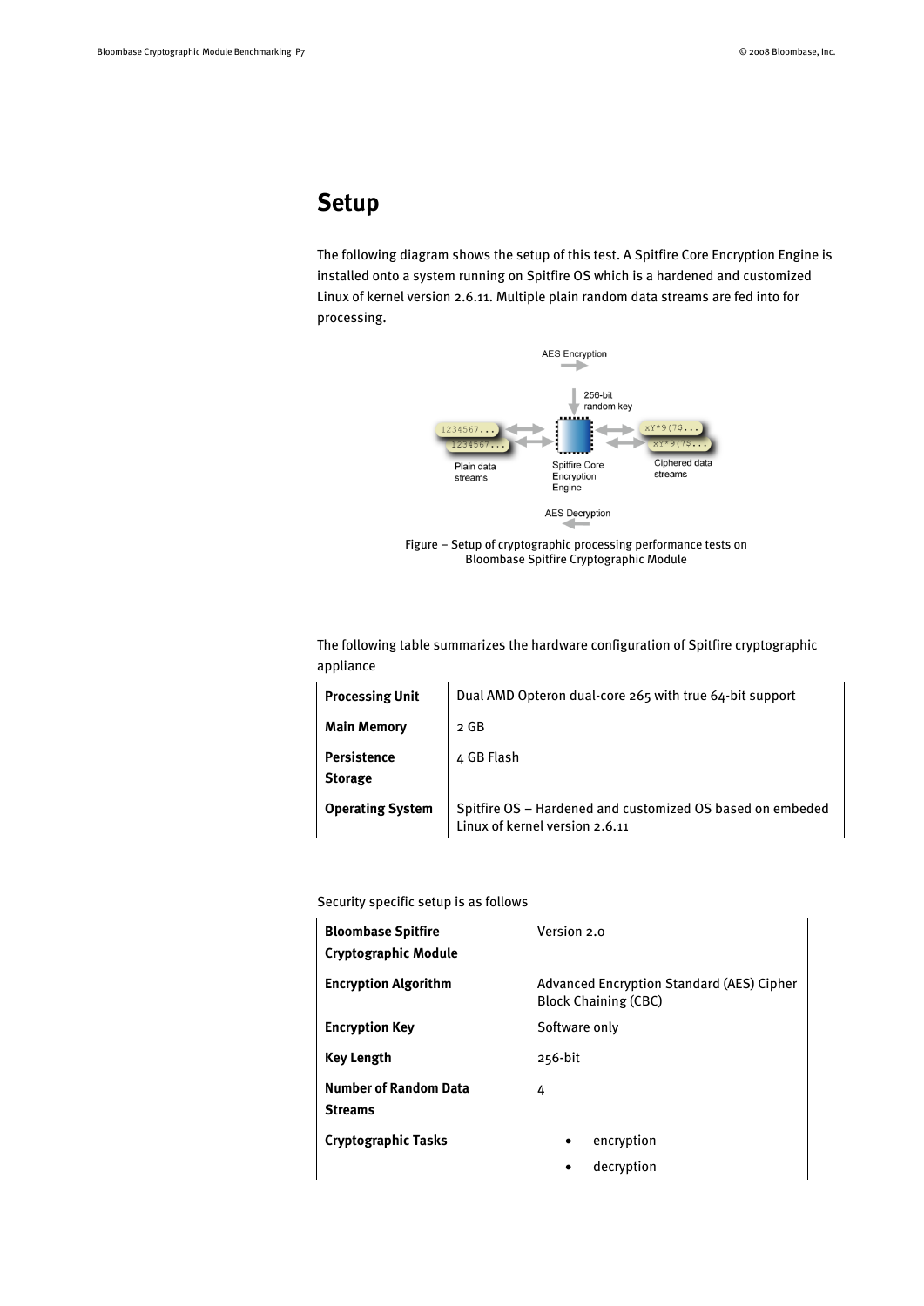# Setup

The following diagram shows the setup of this test. A Spitfire Core Encryption Engine is installed onto a system running on Spitfire OS which is a hardened and customized Linux of kernel version 2.6.11. Multiple plain random data streams are fed into for processing.

Figure – Setup of cryptographic processing performance tests on Bloombase Spitfire Cryptographic Module

The following table summarizes the hardware configuration of Spitfire cryptographic appliance

| | |
|---|---|
| **Processing Unit** | Dual AMD Opteron dual-core 265 with true 64-bit support |
| **Main Memory** | 2 GB |
| **Persistence Storage** | 4 GB Flash |
| **Operating System** | Spitfire OS – Hardened and customized OS based on embeded Linux of kernel version 2.6.11 |

Security specific setup is as follows

| | |
|---|---|
| **Bloombase Spitfire Cryptographic Module** | Version 2.0 |
| **Encryption Algorithm** | Advanced Encryption Standard (AES) Cipher Block Chaining (CBC) |
| **Encryption Key** | Software only |
| **Key Length** | 256-bit |
| **Number of Random Data Streams** | 4 |
| **Cryptographic Tasks** | • encryption<br>• decryption |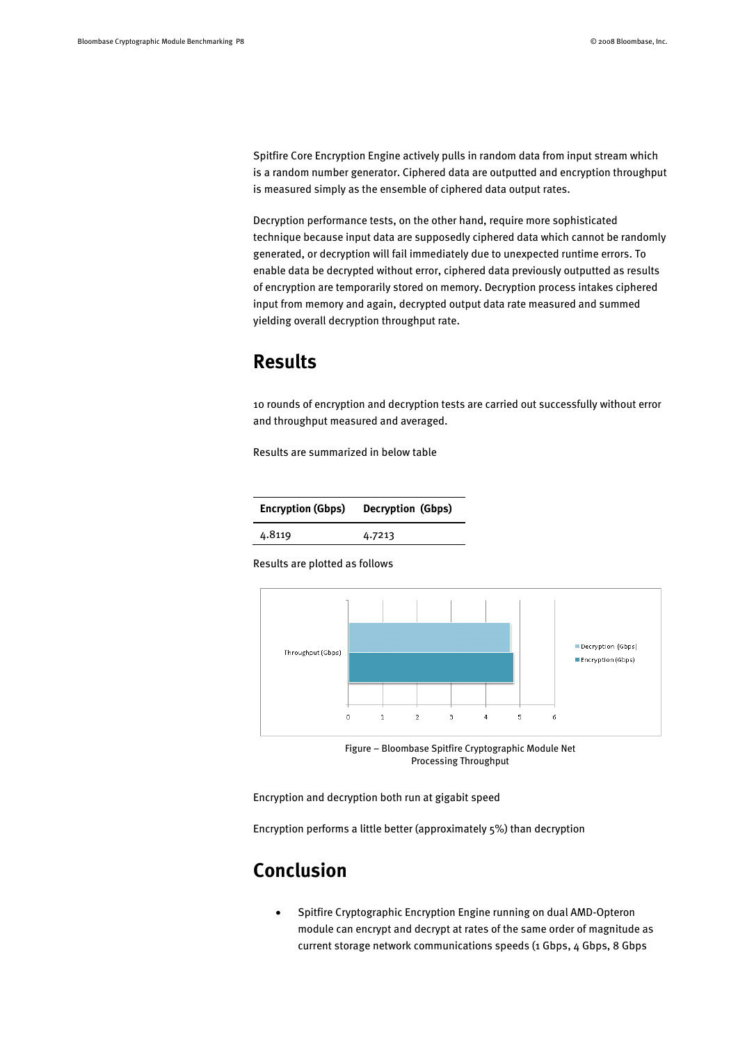Spitfire Core Encryption Engine actively pulls in random data from input stream which is a random number generator. Ciphered data are outputted and encryption throughput is measured simply as the ensemble of ciphered data output rates.

Decryption performance tests, on the other hand, require more sophisticated technique because input data are supposedly ciphered data which cannot be randomly generated, or decryption will fail immediately due to unexpected runtime errors. To enable data be decrypted without error, ciphered data previously outputted as results of encryption are temporarily stored on memory. Decryption process intakes ciphered input from memory and again, decrypted output data rate measured and summed yielding overall decryption throughput rate.

## Results

10 rounds of encryption and decryption tests are carried out successfully without error and throughput measured and averaged.

Results are summarized in below table

| Encryption (Gbps) | Decryption (Gbps) |
| --- | --- |
| 4.8119 | 4.7213 |

Results are plotted as follows

Figure – Bloombase Spitfire Cryptographic Module Net Processing Throughput

Encryption and decryption both run at gigabit speed

Encryption performs a little better (approximately 5%) than decryption

## Conclusion

- Spitfire Cryptographic Encryption Engine running on dual AMD-Opteron module can encrypt and decrypt at rates of the same order of magnitude as current storage network communications speeds (1 Gbps, 4 Gbps, 8 Gbps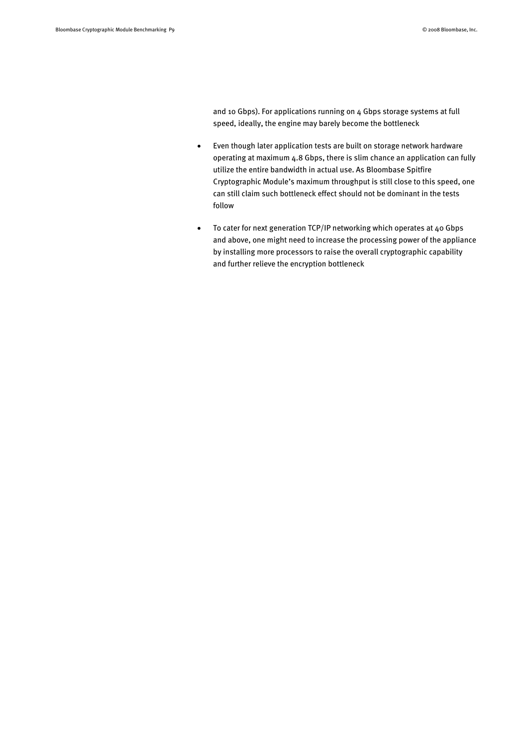and 10 Gbps). For applications running on 4 Gbps storage systems at full speed, ideally, the engine may barely become the bottleneck

- Even though later application tests are built on storage network hardware operating at maximum 4.8 Gbps, there is slim chance an application can fully utilize the entire bandwidth in actual use. As Bloombase Spitfire Cryptographic Module's maximum throughput is still close to this speed, one can still claim such bottleneck effect should not be dominant in the tests follow

- To cater for next generation TCP/IP networking which operates at 40 Gbps and above, one might need to increase the processing power of the appliance by installing more processors to raise the overall cryptographic capability and further relieve the encryption bottleneck